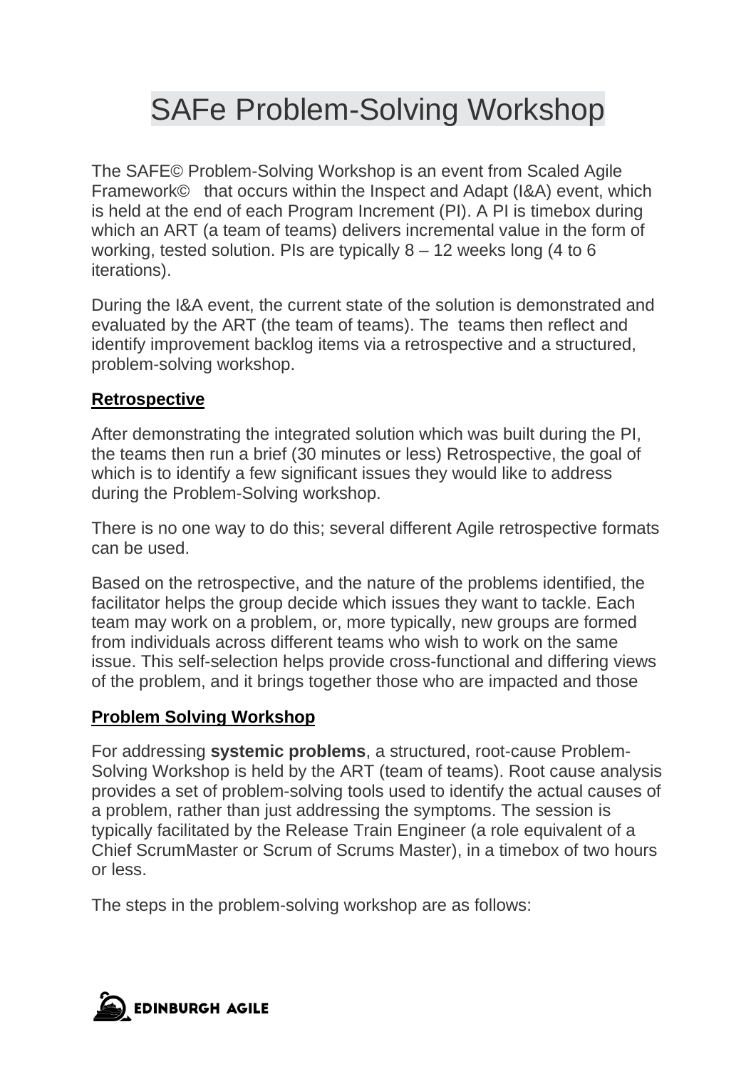# SAFe Problem-Solving Workshop

The SAFE© Problem-Solving Workshop is an event from Scaled Agile Framework© that occurs within the Inspect and Adapt (I&A) event, which is held at the end of each Program Increment (PI). A PI is timebox during which an ART (a team of teams) delivers incremental value in the form of working, tested solution. PIs are typically 8 – 12 weeks long (4 to 6 iterations).

During the I&A event, the current state of the solution is demonstrated and evaluated by the ART (the team of teams). The teams then reflect and identify improvement backlog items via a retrospective and a structured, problem-solving workshop.

**Retrospective**

After demonstrating the integrated solution which was built during the PI, the teams then run a brief (30 minutes or less) Retrospective, the goal of which is to identify a few significant issues they would like to address during the Problem-Solving workshop.

There is no one way to do this; several different Agile retrospective formats can be used.

Based on the retrospective, and the nature of the problems identified, the facilitator helps the group decide which issues they want to tackle. Each team may work on a problem, or, more typically, new groups are formed from individuals across different teams who wish to work on the same issue. This self-selection helps provide cross-functional and differing views of the problem, and it brings together those who are impacted and those

**Problem Solving Workshop**

For addressing **systemic problems**, a structured, root-cause Problem-Solving Workshop is held by the ART (team of teams). Root cause analysis provides a set of problem-solving tools used to identify the actual causes of a problem, rather than just addressing the symptoms. The session is typically facilitated by the Release Train Engineer (a role equivalent of a Chief ScrumMaster or Scrum of Scrums Master), in a timebox of two hours or less.

The steps in the problem-solving workshop are as follows: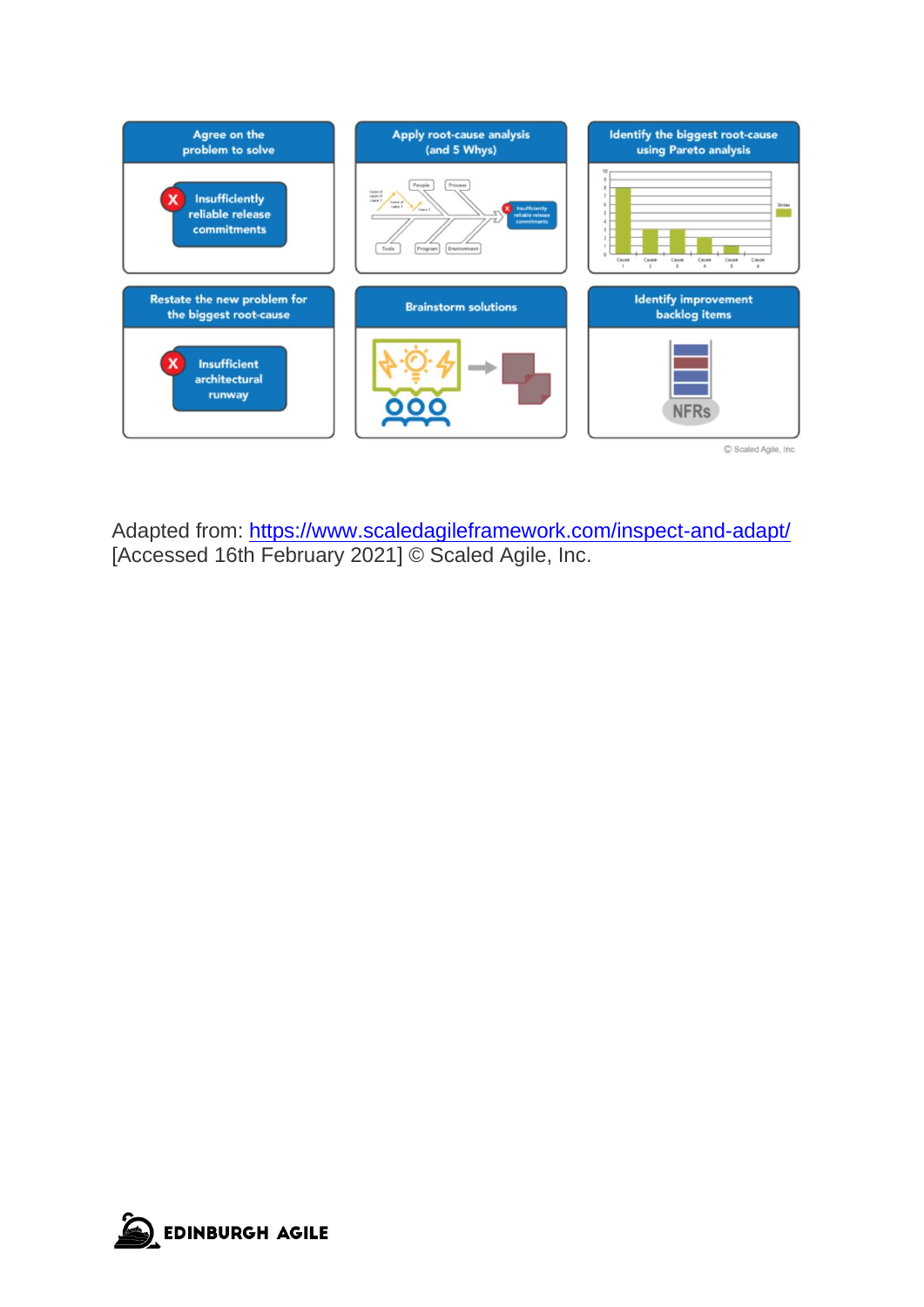Agree on the problem to solve

Insufficiently reliable release commitments

Apply root-cause analysis (and 5 Whys)

People

Process

Tools

Program

Environment

Insufficiently reliable release commitments

Identify the biggest root-cause using Pareto analysis

10
9
8
7
6
5
4
3
2
1
0

Cause 1
Cause 2
Cause 3
Cause 4
Cause 5
Cause 6

Votes

Restate the new problem for the biggest root-cause

Insufficient architectural runway

Brainstorm solutions

Identify improvement backlog items

NFRs

© Scaled Agile, Inc

Adapted from: https://www.scaledagileframework.com/inspect-and-adapt/
[Accessed 16th February 2021] © Scaled Agile, Inc.